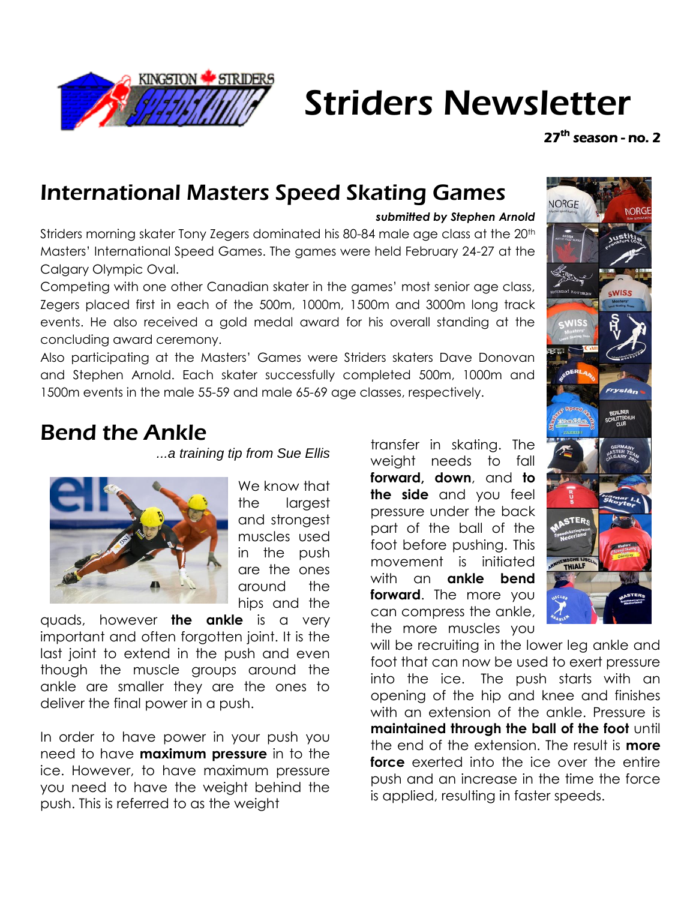# Striders Newsletter

**27th season - no. 2**

## International Masters Speed Skating Games

***submitted by Stephen Arnold***

Striders morning skater Tony Zegers dominated his 80-84 male age class at the 20th Masters' International Speed Games. The games were held February 24-27 at the Calgary Olympic Oval.

Competing with one other Canadian skater in the games' most senior age class, Zegers placed first in each of the 500m, 1000m, 1500m and 3000m long track events. He also received a gold medal award for his overall standing at the concluding award ceremony.

Also participating at the Masters' Games were Striders skaters Dave Donovan and Stephen Arnold. Each skater successfully completed 500m, 1000m and 1500m events in the male 55-59 and male 65-69 age classes, respectively.

## Bend the Ankle

*...a training tip from Sue Ellis*

We know that the largest and strongest muscles used in the push are the ones around the hips and the quads, however **the ankle** is a very important and often forgotten joint. It is the last joint to extend in the push and even though the muscle groups around the ankle are smaller they are the ones to deliver the final power in a push.

In order to have power in your push you need to have **maximum pressure** in to the ice. However, to have maximum pressure you need to have the weight behind the push. This is referred to as the weight transfer in skating. The weight needs to fall **forward, down**, and **to the side** and you feel pressure under the back part of the ball of the foot before pushing. This movement is initiated with an **ankle bend forward**. The more you can compress the ankle, the more muscles you will be recruiting in the lower leg ankle and foot that can now be used to exert pressure into the ice. The push starts with an opening of the hip and knee and finishes with an extension of the ankle. Pressure is **maintained through the ball of the foot** until the end of the extension. The result is **more force** exerted into the ice over the entire push and an increase in the time the force is applied, resulting in faster speeds.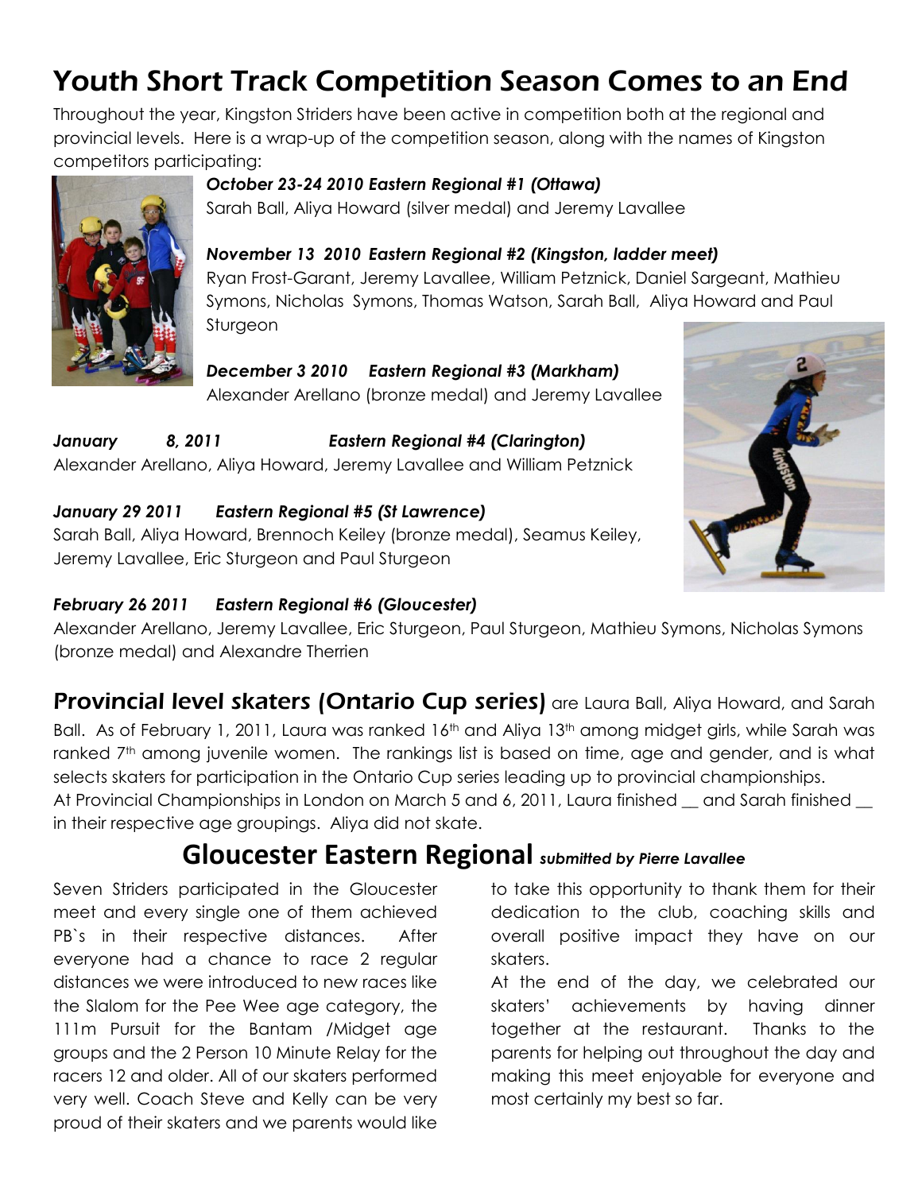# Youth Short Track Competition Season Comes to an End

Throughout the year, Kingston Striders have been active in competition both at the regional and provincial levels. Here is a wrap-up of the competition season, along with the names of Kingston competitors participating:

***October 23-24 2010 Eastern Regional #1 (Ottawa)***
Sarah Ball, Aliya Howard (silver medal) and Jeremy Lavallee

***November 13 2010 Eastern Regional #2 (Kingston, ladder meet)***
Ryan Frost-Garant, Jeremy Lavallee, William Petznick, Daniel Sargeant, Mathieu Symons, Nicholas Symons, Thomas Watson, Sarah Ball, Aliya Howard and Paul Sturgeon

***December 3 2010 Eastern Regional #3 (Markham)***
Alexander Arellano (bronze medal) and Jeremy Lavallee

***January 8, 2011 Eastern Regional #4 (Clarington)***
Alexander Arellano, Aliya Howard, Jeremy Lavallee and William Petznick

***January 29 2011 Eastern Regional #5 (St Lawrence)***
Sarah Ball, Aliya Howard, Brennoch Keiley (bronze medal), Seamus Keiley, Jeremy Lavallee, Eric Sturgeon and Paul Sturgeon

***February 26 2011 Eastern Regional #6 (Gloucester)***
Alexander Arellano, Jeremy Lavallee, Eric Sturgeon, Paul Sturgeon, Mathieu Symons, Nicholas Symons (bronze medal) and Alexandre Therrien

**Provincial level skaters (Ontario Cup series)** are Laura Ball, Aliya Howard, and Sarah Ball. As of February 1, 2011, Laura was ranked 16th and Aliya 13th among midget girls, while Sarah was ranked 7th among juvenile women. The rankings list is based on time, age and gender, and is what selects skaters for participation in the Ontario Cup series leading up to provincial championships. At Provincial Championships in London on March 5 and 6, 2011, Laura finished __ and Sarah finished __ in their respective age groupings. Aliya did not skate.

## Gloucester Eastern Regional *submitted by Pierre Lavallee*

Seven Striders participated in the Gloucester meet and every single one of them achieved PB`s in their respective distances. After everyone had a chance to race 2 regular distances we were introduced to new races like the Slalom for the Pee Wee age category, the 111m Pursuit for the Bantam /Midget age groups and the 2 Person 10 Minute Relay for the racers 12 and older. All of our skaters performed very well. Coach Steve and Kelly can be very proud of their skaters and we parents would like to take this opportunity to thank them for their dedication to the club, coaching skills and overall positive impact they have on our skaters.

At the end of the day, we celebrated our skaters' achievements by having dinner together at the restaurant. Thanks to the parents for helping out throughout the day and making this meet enjoyable for everyone and most certainly my best so far.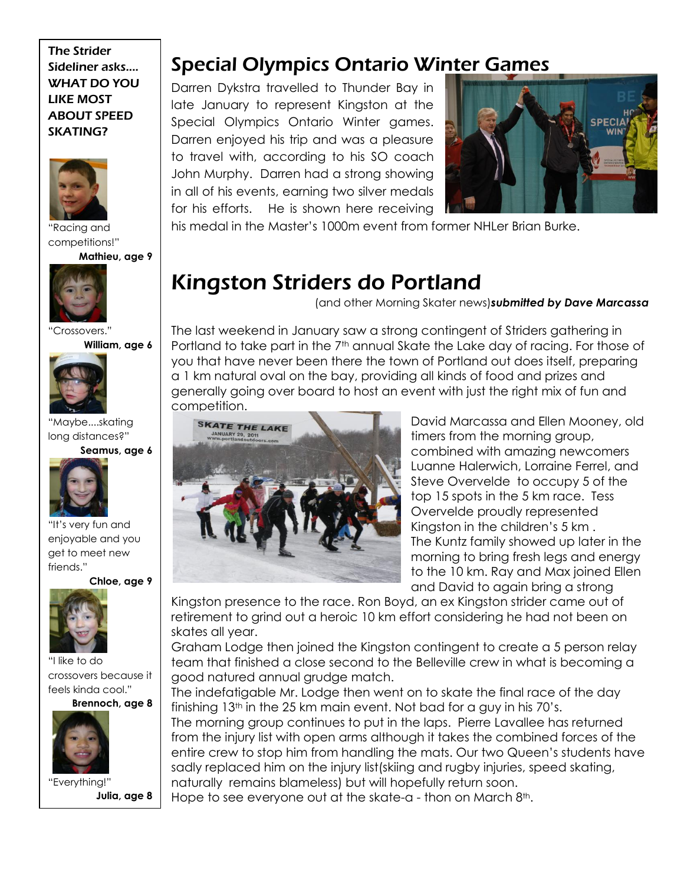## The Strider Sideliner asks.... WHAT DO YOU LIKE MOST ABOUT SPEED SKATING?

"Racing and competitions!"
**Mathieu, age 9**

"Crossovers."
**William, age 6**

"Maybe....skating long distances?"
**Seamus, age 6**

"It's very fun and enjoyable and you get to meet new friends."
**Chloe, age 9**

"I like to do crossovers because it feels kinda cool."
**Brennoch, age 8**

"Everything!"
**Julia, age 8**

# Special Olympics Ontario Winter Games

Darren Dykstra travelled to Thunder Bay in late January to represent Kingston at the Special Olympics Ontario Winter games. Darren enjoyed his trip and was a pleasure to travel with, according to his SO coach John Murphy. Darren had a strong showing in all of his events, earning two silver medals for his efforts. He is shown here receiving his medal in the Master's 1000m event from former NHLer Brian Burke.

# Kingston Striders do Portland

(and other Morning Skater news) ***submitted by Dave Marcassa***

The last weekend in January saw a strong contingent of Striders gathering in Portland to take part in the 7th annual Skate the Lake day of racing. For those of you that have never been there the town of Portland out does itself, preparing a 1 km natural oval on the bay, providing all kinds of food and prizes and generally going over board to host an event with just the right mix of fun and competition.

David Marcassa and Ellen Mooney, old timers from the morning group, combined with amazing newcomers Luanne Halerwich, Lorraine Ferrel, and Steve Overvelde to occupy 5 of the top 15 spots in the 5 km race. Tess Overvelde proudly represented Kingston in the children's 5 km . The Kuntz family showed up later in the morning to bring fresh legs and energy to the 10 km. Ray and Max joined Ellen and David to again bring a strong Kingston presence to the race. Ron Boyd, an ex Kingston strider came out of retirement to grind out a heroic 10 km effort considering he had not been on skates all year.

Graham Lodge then joined the Kingston contingent to create a 5 person relay team that finished a close second to the Belleville crew in what is becoming a good natured annual grudge match.

The indefatigable Mr. Lodge then went on to skate the final race of the day finishing 13th in the 25 km main event. Not bad for a guy in his 70's.

The morning group continues to put in the laps. Pierre Lavallee has returned from the injury list with open arms although it takes the combined forces of the entire crew to stop him from handling the mats. Our two Queen's students have sadly replaced him on the injury list(skiing and rugby injuries, speed skating, naturally remains blameless) but will hopefully return soon.

Hope to see everyone out at the skate-a - thon on March 8th.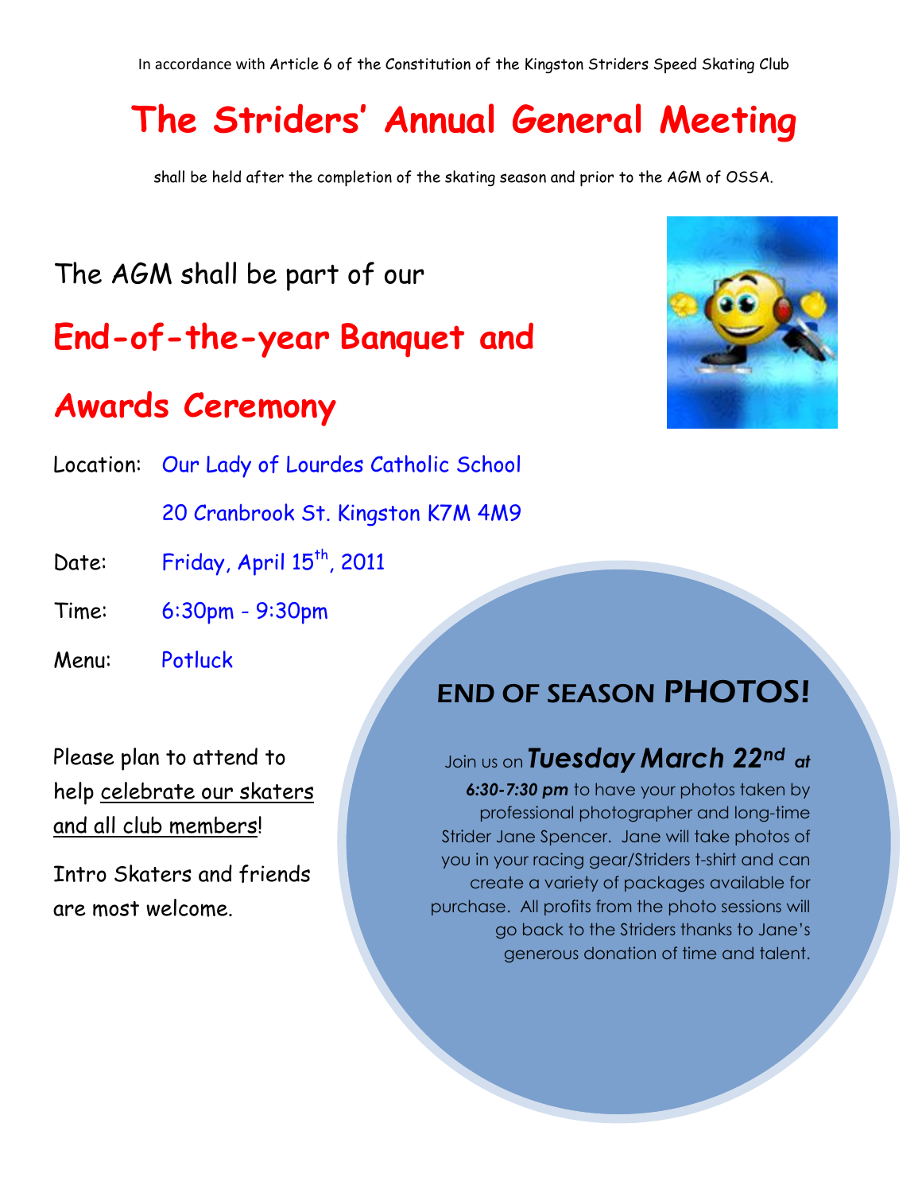In accordance with Article 6 of the Constitution of the Kingston Striders Speed Skating Club

# The Striders' Annual General Meeting

shall be held after the completion of the skating season and prior to the AGM of OSSA.

The AGM shall be part of our

## End-of-the-year Banquet and Awards Ceremony

Location: Our Lady of Lourdes Catholic School

20 Cranbrook St. Kingston K7M 4M9

Date: Friday, April 15th, 2011

Time: 6:30pm - 9:30pm

Menu: Potluck

Please plan to attend to help celebrate our skaters and all club members!

Intro Skaters and friends are most welcome.

## END OF SEASON PHOTOS!

Join us on ***Tuesday March 22nd** at* ***6:30-7:30 pm*** to have your photos taken by professional photographer and long-time Strider Jane Spencer. Jane will take photos of you in your racing gear/Striders t-shirt and can create a variety of packages available for purchase. All profits from the photo sessions will go back to the Striders thanks to Jane's generous donation of time and talent.